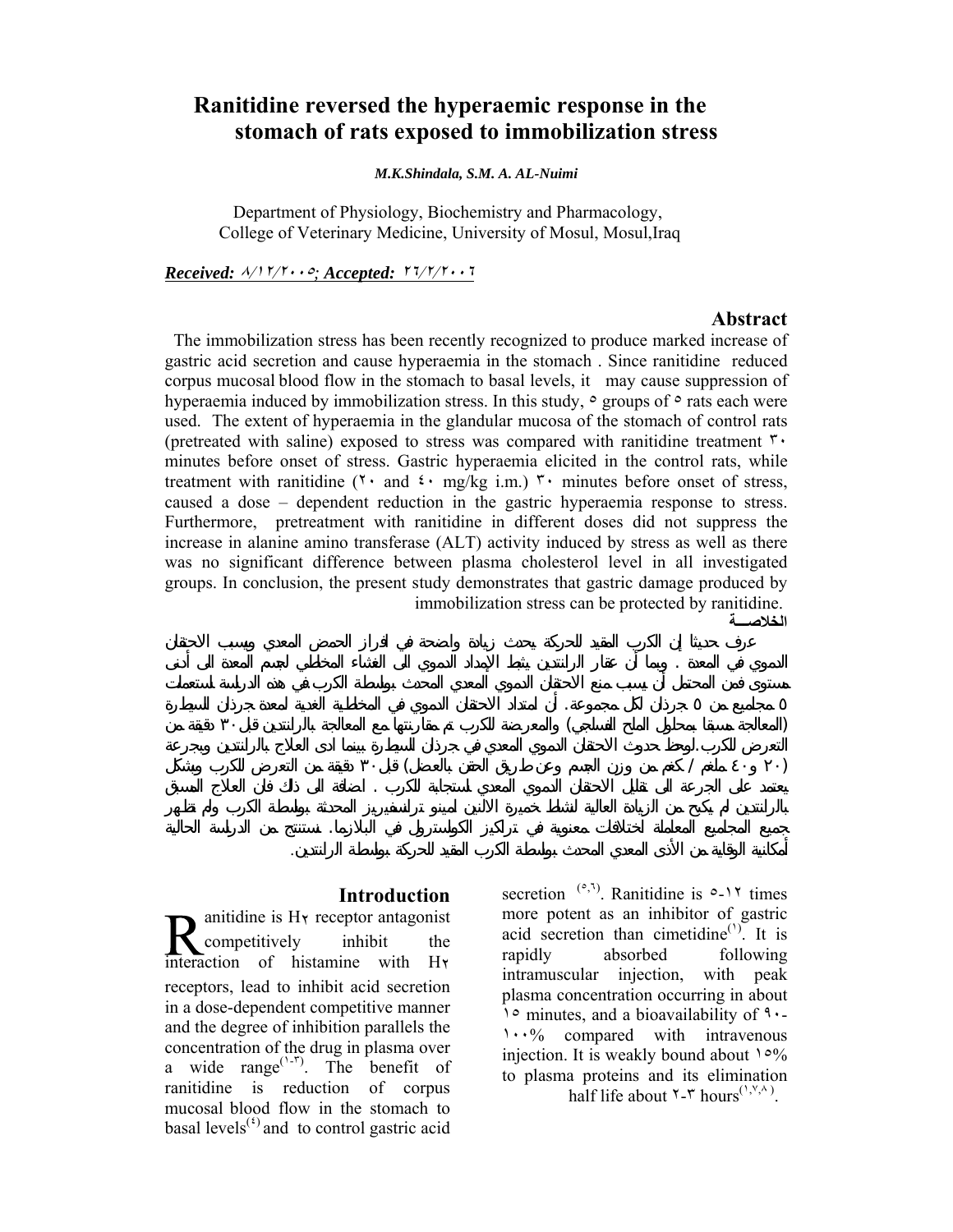# Ranitidine reversed the hyperaemic response in the stomach of rats exposed to immobilization stress

***M.K.Shindala, S.M. A. AL-Nuimi***

Department of Physiology, Biochemistry and Pharmacology,
College of Veterinary Medicine, University of Mosul, Mosul,Iraq

***Received: ٨/١٢/٢٠٠٥; Accepted: ٢٦/٢/٢٠٠٦***

## Abstract

The immobilization stress has been recently recognized to produce marked increase of gastric acid secretion and cause hyperaemia in the stomach . Since ranitidine reduced corpus mucosal blood flow in the stomach to basal levels, it may cause suppression of hyperaemia induced by immobilization stress. In this study, ٥ groups of ٥ rats each were used. The extent of hyperaemia in the glandular mucosa of the stomach of control rats (pretreated with saline) exposed to stress was compared with ranitidine treatment ٣٠ minutes before onset of stress. Gastric hyperaemia elicited in the control rats, while treatment with ranitidine (٢٠ and ٤٠ mg/kg i.m.) ٣٠ minutes before onset of stress, caused a dose – dependent reduction in the gastric hyperaemia response to stress. Furthermore, pretreatment with ranitidine in different doses did not suppress the increase in alanine amino transferase (ALT) activity induced by stress as well as there was no significant difference between plasma cholesterol level in all investigated groups. In conclusion, the present study demonstrates that gastric damage produced by immobilization stress can be protected by ranitidine.

## الخلاصــة

عرف حديثا إن الكرب المقيد للحركة يحدث زيادة واضحة في افراز الحمض المعدي ويسبب الاحتقان الدموي في المعدة . وبما أن عقار الرانتدين يثبط الإمداد الدموي الى الغشاء المخاطي لجسم المعدة الى أدنى مستوى فمن المحتمل أن يسبب منع الاحتقان الدموي المعدي المحدث بواسطة الكرب في هذه الدراسة استعملت ٥ مجاميع من ٥ جرذان لكل مجموعة. أن امتداد الاحتقان الدموي في المخاطية الغدية لمعدة جرذان السيطرة (المعالجة مسبقا بمحلول الملح الفسلجي) والمعرضة للكرب تم مقارنتها مع المعالجة بالرانتدين قبل ٣٠ دقيقة من التعرض للكرب .لوحظ حدوث الاحتقان الدموي المعدي في جرذان السيطرة بينما ادى العلاج بالرانتدين وبجرعة (٢٠ و ٤٠ ملغم / كغم من وزن الجسم وعن طريق الحقن بالعضل) قبل ٣٠ دقيقة من التعرض للكرب وبشكل يعتمد على الجرعة الى تقليل الاحتقان الدموي المعدي لاستجابة للكرب . اضافة الى ذلك فان العلاج المسبق بالرانتدين لم يكبح من الزيادة العالية لنشاط خميرة الالنين امينو ترانسفيريز المحدثة بواسطة الكرب ولم تظهر جميع المجاميع المعاملة لاختلافات معنوية في تراكيز الكولسترول في البلازما. نستنتج من الدراسة الحالية أمكانية الوقاية من الأذى المعدي المحدث بواسطة الكرب المقيد للحركة بواسطة الرانتدين.

## Introduction

Ranitidine is H٢ receptor antagonist competitively inhibit the interaction of histamine with H٢ receptors, lead to inhibit acid secretion in a dose-dependent competitive manner and the degree of inhibition parallels the concentration of the drug in plasma over a wide range[١-٣]. The benefit of ranitidine is reduction of corpus mucosal blood flow in the stomach to basal levels[٤] and to control gastric acid secretion [٥,٦]. Ranitidine is ٥-١٢ times more potent as an inhibitor of gastric acid secretion than cimetidine[١]. It is rapidly absorbed following intramuscular injection, with peak plasma concentration occurring in about ١٥ minutes, and a bioavailability of ٩٠-١٠٠% compared with intravenous injection. It is weakly bound about ١٥% to plasma proteins and its elimination half life about ٢-٣ hours[١,٧,٨].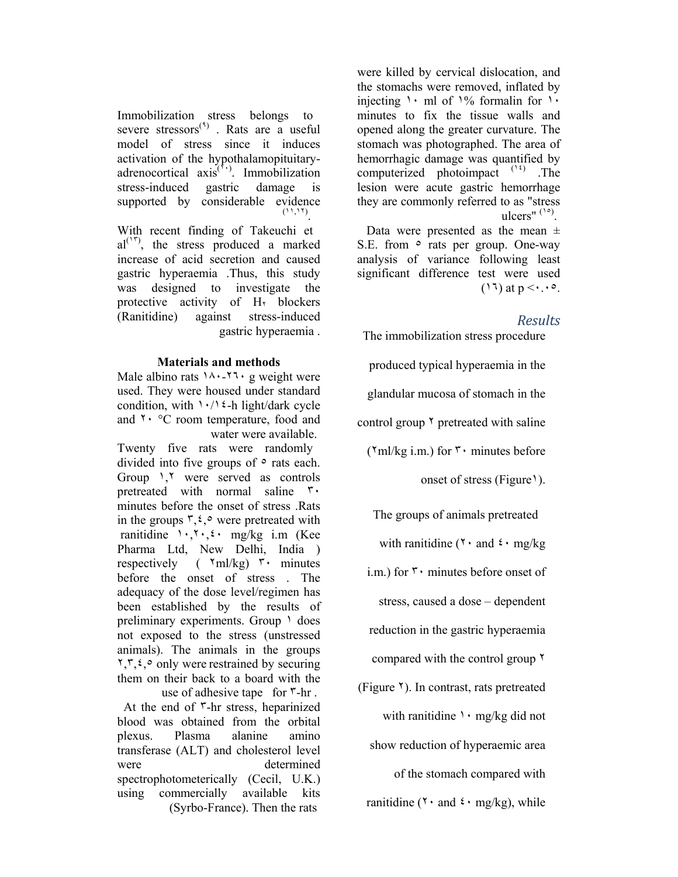Immobilization stress belongs to severe stressors[٩] . Rats are a useful model of stress since it induces activation of the hypothalamopituitary-adrenocortical axis[١٠]. Immobilization stress-induced gastric damage is supported by considerable evidence [١١,١٢].

With recent finding of Takeuchi et al[١٣], the stress produced a marked increase of acid secretion and caused gastric hyperaemia .Thus, this study was designed to investigate the protective activity of $H_٢$ blockers (Ranitidine) against stress-induced gastric hyperaemia .

**Materials and methods**

Male albino rats ١٨٠-٢٦٠ g weight were used. They were housed under standard condition, with ١٠/١٤-h light/dark cycle and ٢٠ °C room temperature, food and water were available.

Twenty five rats were randomly divided into five groups of ٥ rats each. Group ١,٢ were served as controls pretreated with normal saline ٣٠ minutes before the onset of stress .Rats in the groups ٣,٤,٥ were pretreated with ranitidine ١٠,٢٠,٤٠ mg/kg i.m (Kee Pharma Ltd, New Delhi, India ) respectively ( ٢ml/kg) ٣٠ minutes before the onset of stress . The adequacy of the dose level/regimen has been established by the results of preliminary experiments. Group ١ does not exposed to the stress (unstressed animals). The animals in the groups ٢,٣,٤,٥ only were restrained by securing them on their back to a board with the use of adhesive tape for ٣-hr .

At the end of ٣-hr stress, heparinized blood was obtained from the orbital plexus. Plasma alanine amino transferase (ALT) and cholesterol level were determined spectrophotometerically (Cecil, U.K.) using commercially available kits (Syrbo-France). Then the rats were killed by cervical dislocation, and the stomachs were removed, inflated by injecting ١٠ ml of ١% formalin for ١٠ minutes to fix the tissue walls and opened along the greater curvature. The stomach was photographed. The area of hemorrhagic damage was quantified by computerized photoimpact [١٤] .The lesion were acute gastric hemorrhage they are commonly referred to as "stress ulcers" [١٥].

Data were presented as the mean ± S.E. from ٥ rats per group. One-way analysis of variance following least significant difference test were used (١٦) at p <٠.٠٥.

## *Results*

The immobilization stress procedure produced typical hyperaemia in the glandular mucosa of stomach in the control group ٢ pretreated with saline (٢ml/kg i.m.) for ٣٠ minutes before onset of stress (Figure١).

The groups of animals pretreated with ranitidine (٢٠ and ٤٠ mg/kg i.m.) for ٣٠ minutes before onset of stress, caused a dose – dependent reduction in the gastric hyperaemia compared with the control group ٢ (Figure ٢). In contrast, rats pretreated with ranitidine ١٠ mg/kg did not show reduction of hyperaemic area of the stomach compared with ranitidine (٢٠ and ٤٠ mg/kg), while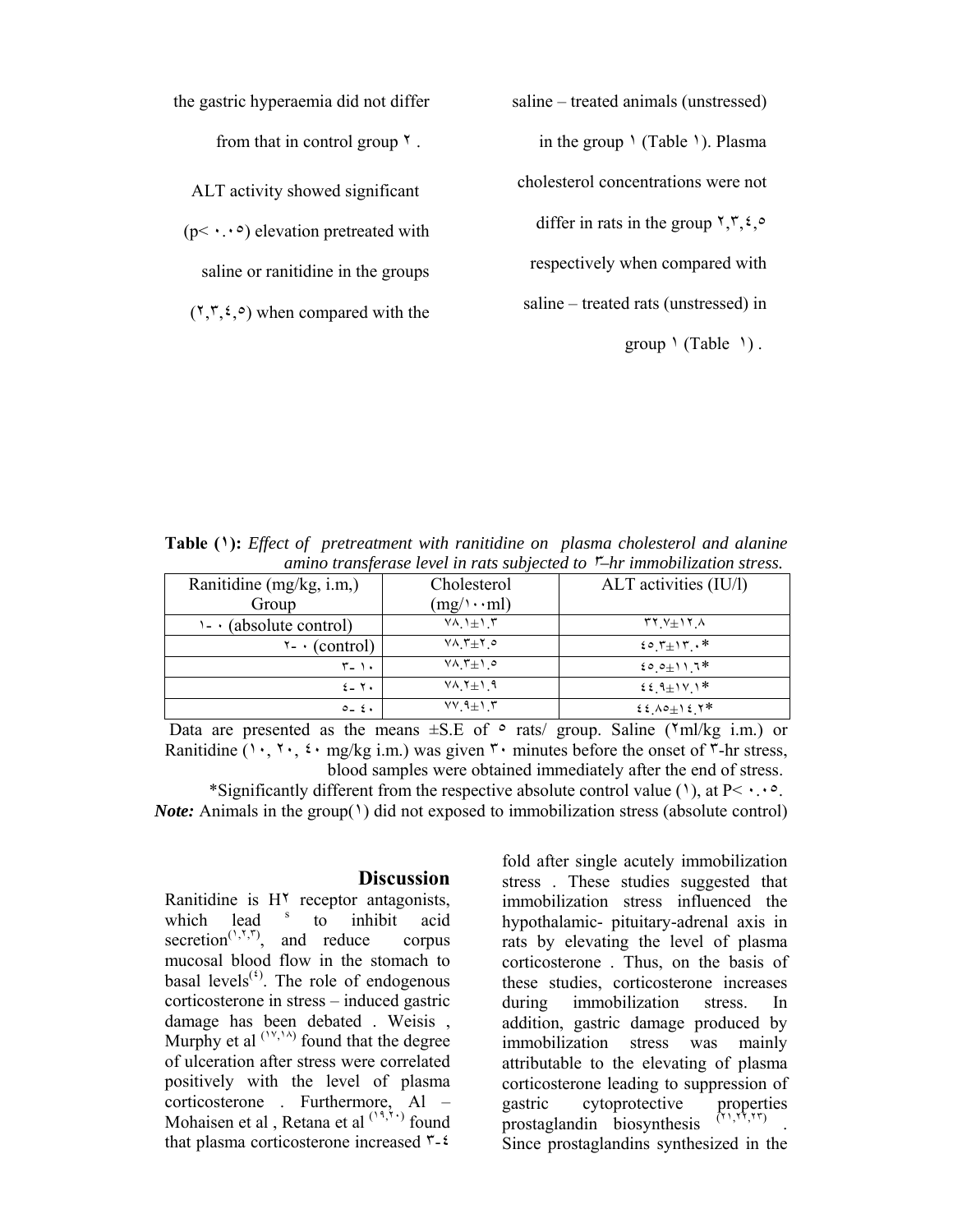the gastric hyperaemia did not differ from that in control group ٢.

ALT activity showed significant (p< ٠.٠٥) elevation pretreated with saline or ranitidine in the groups (٢,٣,٤,٥) when compared with the saline – treated animals (unstressed) in the group ١ (Table ١). Plasma cholesterol concentrations were not differ in rats in the group ٢,٣,٤,٥ respectively when compared with saline – treated rats (unstressed) in group ١ (Table ١).

**Table (١):** *Effect of pretreatment with ranitidine on plasma cholesterol and alanine amino transferase level in rats subjected to ٣–hr immobilization stress.*

| Ranitidine (mg/kg, i.m,) Group | Cholesterol (mg/١٠٠ml) | ALT activities (IU/l) |
|---|---|---|
| ١- ٠ (absolute control) | ٧٨.١±١.٣ | ٣٢.٧±١٢.٨ |
| ٢- ٠ (control) | ٧٨.٣±٢.٥ | ٤٥.٣±١٣.٠* |
| ٣- ١٠ | ٧٨.٣±١.٥ | ٤٥.٥±١١.٦* |
| ٤- ٢٠ | ٧٨.٢±١.٩ | ٤٤.٩±١٧.١* |
| ٥- ٤٠ | ٧٧.٩±١.٣ | ٤٤.٨٥±١٤.٢* |

Data are presented as the means ±S.E of ٥ rats/ group. Saline (٢ml/kg i.m.) or Ranitidine (١٠, ٢٠, ٤٠ mg/kg i.m.) was given ٣٠ minutes before the onset of ٣-hr stress, blood samples were obtained immediately after the end of stress.

*Significantly different from the respective absolute control value (١), at P< ٠.٠٥.

***Note:*** Animals in the group(١) did not exposed to immobilization stress (absolute control)

## Discussion

Ranitidine is H٢ receptor antagonists, which lead s to inhibit acid secretion[١,٢,٣], and reduce corpus mucosal blood flow in the stomach to basal levels[٤]. The role of endogenous corticosterone in stress – induced gastric damage has been debated . Weisis , Murphy et al [١٧,١٨] found that the degree of ulceration after stress were correlated positively with the level of plasma corticosterone . Furthermore, Al – Mohaisen et al , Retana et al [١٩,٢٠] found that plasma corticosterone increased ٣-٤ fold after single acutely immobilization stress . These studies suggested that immobilization stress influenced the hypothalamic- pituitary-adrenal axis in rats by elevating the level of plasma corticosterone . Thus, on the basis of these studies, corticosterone increases during immobilization stress. In addition, gastric damage produced by immobilization stress was mainly attributable to the elevating of plasma corticosterone leading to suppression of gastric cytoprotective properties prostaglandin biosynthesis [٢١,٢٢,٢٣] . Since prostaglandins synthesized in the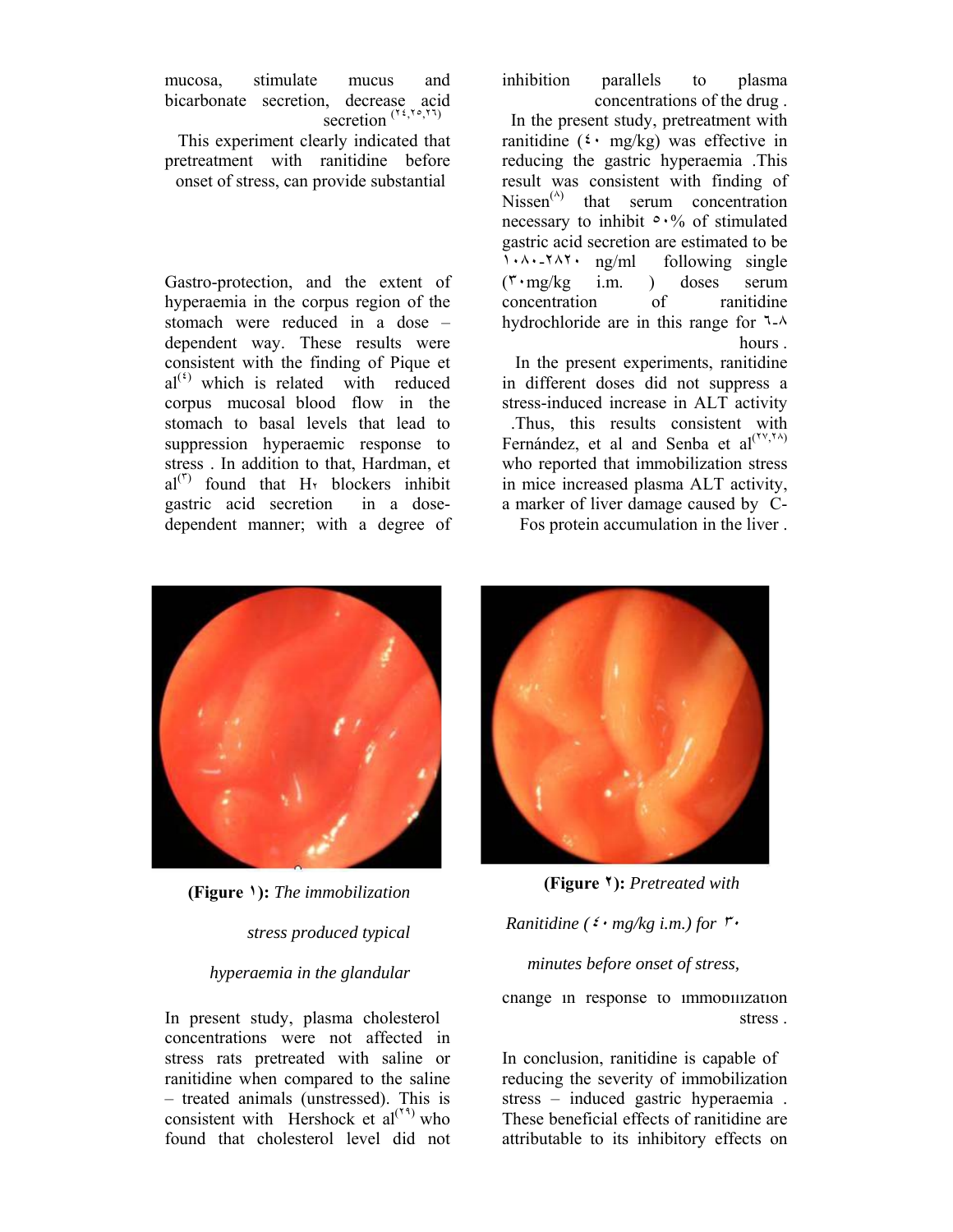mucosa, stimulate mucus and bicarbonate secretion, decrease acid secretion [٢٤,٢٥,٢٦]

This experiment clearly indicated that pretreatment with ranitidine before onset of stress, can provide substantial

Gastro-protection, and the extent of hyperaemia in the corpus region of the stomach were reduced in a dose – dependent way. These results were consistent with the finding of Pique et al[٤] which is related with reduced corpus mucosal blood flow in the stomach to basal levels that lead to suppression hyperaemic response to stress . In addition to that, Hardman, et al[٣] found that H٢ blockers inhibit gastric acid secretion in a dose-dependent manner; with a degree of inhibition parallels to plasma concentrations of the drug .

In the present study, pretreatment with ranitidine (٤٠ mg/kg) was effective in reducing the gastric hyperaemia .This result was consistent with finding of Nissen[٨] that serum concentration necessary to inhibit ٥٠% of stimulated gastric acid secretion are estimated to be ١٠٨٠-٢٨٢٠ ng/ml following single (٣٠mg/kg i.m. ) doses serum concentration of ranitidine hydrochloride are in this range for ٦-٨ hours .

In the present experiments, ranitidine in different doses did not suppress a stress-induced increase in ALT activity .Thus, this results consistent with Fernández, et al and Senba et al[٢٧,٢٨] who reported that immobilization stress in mice increased plasma ALT activity, a marker of liver damage caused by C-Fos protein accumulation in the liver .

**(Figure ١):** *The immobilization stress produced typical hyperaemia in the glandular*

**(Figure ٢):** *Pretreated with Ranitidine (٤٠ mg/kg i.m.) for ٣٠ minutes before onset of stress,*

In present study, plasma cholesterol concentrations were not affected in stress rats pretreated with saline or ranitidine when compared to the saline – treated animals (unstressed). This is consistent with Hershock et al[٢٩] who found that cholesterol level did not change in response to immobilization stress .

In conclusion, ranitidine is capable of reducing the severity of immobilization stress – induced gastric hyperaemia . These beneficial effects of ranitidine are attributable to its inhibitory effects on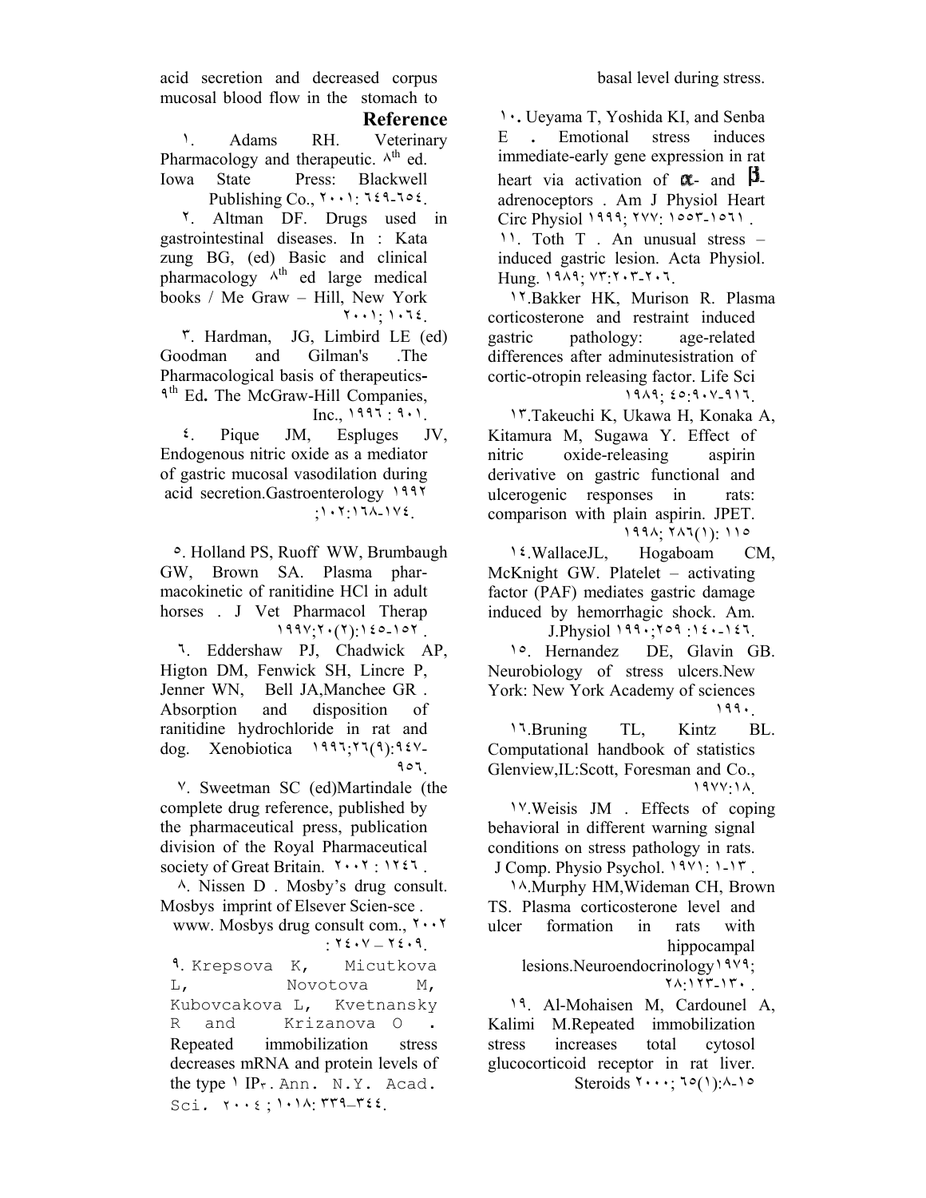acid secretion and decreased corpus mucosal blood flow in the stomach to basal level during stress.

## Reference

١. Adams RH. Veterinary Pharmacology and therapeutic. ٨th ed. Iowa State Press: Blackwell Publishing Co., ٢٠٠١: ٦٤٩-٦٥٤.

٢. Altman DF. Drugs used in gastrointestinal diseases. In : Kata zung BG, (ed) Basic and clinical pharmacology ٨th ed large medical books / Me Graw – Hill, New York ٢٠٠١; ١٠٦٤.

٣. Hardman, JG, Limbird LE (ed) Goodman and Gilman's .The Pharmacological basis of therapeutics-٩th Ed. The McGraw-Hill Companies, Inc., ١٩٩٦ : ٩٠١.

٤. Pique JM, Espluges JV, Endogenous nitric oxide as a mediator of gastric mucosal vasodilation during acid secretion.Gastroenterology ١٩٩٢ ;١٠٢:١٦٨-١٧٤.

٥. Holland PS, Ruoff WW, Brumbaugh GW, Brown SA. Plasma pharmacokinetic of ranitidine HCl in adult horses . J Vet Pharmacol Therap ١٩٩٧;٢٠(٢):١٤٥-١٥٢ .

٦. Eddershaw PJ, Chadwick AP, Higton DM, Fenwick SH, Lincre P, Jenner WN, Bell JA,Manchee GR . Absorption and disposition of ranitidine hydrochloride in rat and dog. Xenobiotica ١٩٩٦;٢٦(٩):٩٤٧-٩٥٦.

٧. Sweetman SC (ed)Martindale (the complete drug reference, published by the pharmaceutical press, publication division of the Royal Pharmaceutical society of Great Britain. ٢٠٠٢ : ١٢٤٦ .

٨. Nissen D . Mosby's drug consult. Mosbys imprint of Elsever Scien-sce . www. Mosbys drug consult com., ٢٠٠٢ : ٢٤٠٧ – ٢٤٠٩.

٩. Krepsova K, Micutkova L, Novotova M, Kubovcakova L, Kvetnansky R and Krizanova O . Repeated immobilization stress decreases mRNA and protein levels of the type ١ IP٣. Ann. N.Y. Acad. Sci. ٢٠٠٤; ١٠١٨: ٣٣٩–٣٤٤.

١٠. Ueyama T, Yoshida KI, and Senba E . Emotional stress induces immediate-early gene expression in rat heart via activation of α- and β-adrenoceptors . Am J Physiol Heart Circ Physiol ١٩٩٩; ٢٧٧: ١٥٥٣-١٥٦١ .

١١. Toth T . An unusual stress – induced gastric lesion. Acta Physiol. Hung. ١٩٨٩; ٧٣:٢٠٣-٢٠٦.

١٢.Bakker HK, Murison R. Plasma corticosterone and restraint induced gastric pathology: age-related differences after adminutesistration of cortic-otropin releasing factor. Life Sci ١٩٨٩; ٤٥:٩٠٧-٩١٦.

١٣.Takeuchi K, Ukawa H, Konaka A, Kitamura M, Sugawa Y. Effect of nitric oxide-releasing aspirin derivative on gastric functional and ulcerogenic responses in rats: comparison with plain aspirin. JPET. ١٩٩٨; ٢٨٦(١): ١١٥

١٤.WallaceJL, Hogaboam CM, McKnight GW. Platelet – activating factor (PAF) mediates gastric damage induced by hemorrhagic shock. Am. J.Physiol ١٩٩٠;٢٥٩ :١٤٠-١٤٦.

١٥. Hernandez DE, Glavin GB. Neurobiology of stress ulcers.New York: New York Academy of sciences ١٩٩٠.

١٦.Bruning TL, Kintz BL. Computational handbook of statistics Glenview,IL:Scott, Foresman and Co., ١٩٧٧:١٨.

١٧.Weisis JM . Effects of coping behavioral in different warning signal conditions on stress pathology in rats. J Comp. Physio Psychol. ١٩٧١: ١-١٣ .

١٨.Murphy HM,Wideman CH, Brown TS. Plasma corticosterone level and ulcer formation in rats with hippocampal lesions.Neuroendocrinology١٩٧٩; ٢٨:١٢٣-١٣٠ .

١٩. Al-Mohaisen M, Cardounel A, Kalimi M.Repeated immobilization stress increases total cytosol glucocorticoid receptor in rat liver. Steroids ٢٠٠٠; ٦٥(١):٨-١٥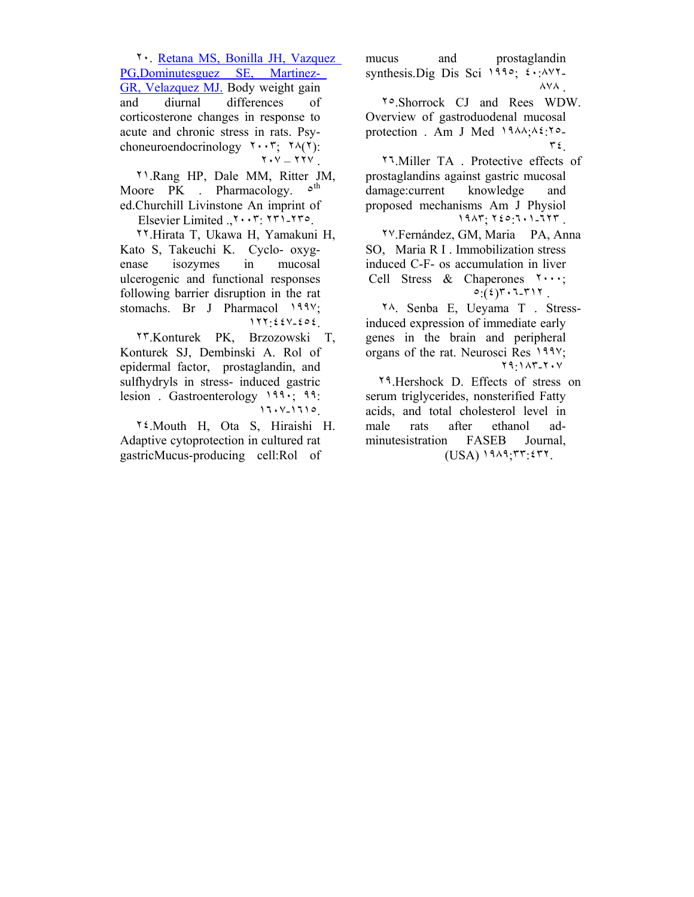٢٠. Retana MS, Bonilla JH, Vazquez PG,Dominutesguez SE, Martinez-GR, Velazquez MJ. Body weight gain and diurnal differences of corticosterone changes in response to acute and chronic stress in rats. Psychoneuroendocrinology ٢٠٠٣; ٢٨(٢): ٢٠٧ – ٢٢٧ .

٢١.Rang HP, Dale MM, Ritter JM, Moore PK . Pharmacology. ٥th ed.Churchill Livinstone An imprint of Elsevier Limited .,٢٠٠٣: ٢٣١-٢٣٥.

٢٢.Hirata T, Ukawa H, Yamakuni H, Kato S, Takeuchi K. Cyclo- oxygenase isozymes in mucosal ulcerogenic and functional responses following barrier disruption in the rat stomachs. Br J Pharmacol ١٩٩٧; ١٢٢:٤٤٧-٤٥٤.

٢٣.Konturek PK, Brzozowski T, Konturek SJ, Dembinski A. Rol of epidermal factor, prostaglandin, and sulfhydryls in stress- induced gastric lesion . Gastroenterology ١٩٩٠; ٩٩: ١٦٠٧-١٦١٥.

٢٤.Mouth H, Ota S, Hiraishi H. Adaptive cytoprotection in cultured rat gastricMucus-producing cell:Rol of mucus and prostaglandin synthesis.Dig Dis Sci ١٩٩٥; ٤٠:٨٧٢-٨٧٨ .

٢٥.Shorrock CJ and Rees WDW. Overview of gastroduodenal mucosal protection . Am J Med ١٩٨٨;٨٤:٢٥-٣٤.

٢٦.Miller TA . Protective effects of prostaglandins against gastric mucosal damage:current knowledge and proposed mechanisms Am J Physiol ١٩٨٣; ٢٤٥:٦٠١-٦٢٣ .

٢٧.Fernández, GM, Maria PA, Anna SO, Maria R I . Immobilization stress induced C-F- os accumulation in liver Cell Stress & Chaperones ٢٠٠٠; ٥:(٤)٣٠٦-٣١٢ .

٢٨. Senba E, Ueyama T . Stress-induced expression of immediate early genes in the brain and peripheral organs of the rat. Neurosci Res ١٩٩٧; ٢٩:١٨٣-٢٠٧

٢٩.Hershock D. Effects of stress on serum triglycerides, nonsterified Fatty acids, and total cholesterol level in male rats after ethanol adminutesistration FASEB Journal, (USA) ١٩٨٩;٣٣:٤٣٢.